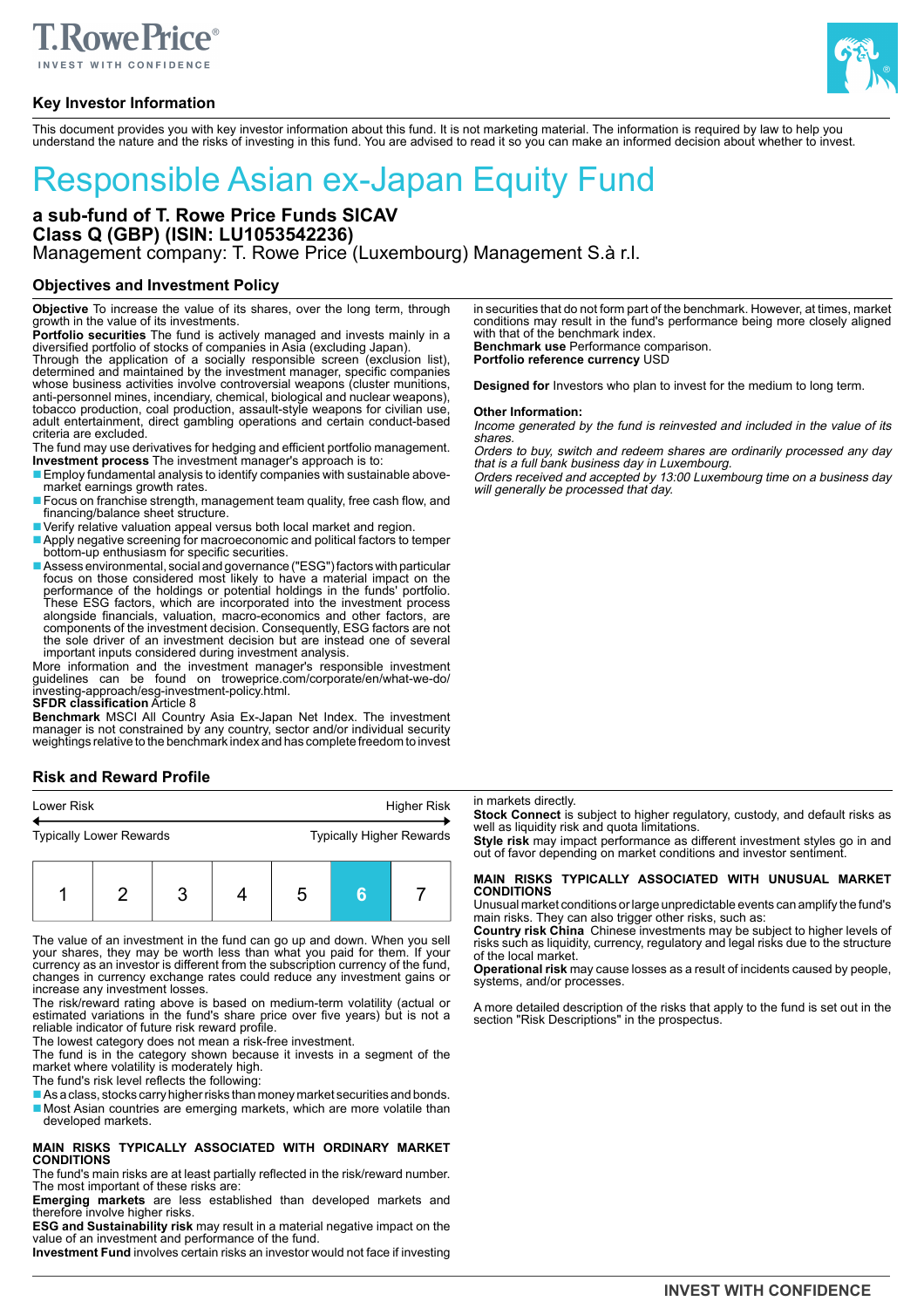T.RowePrice®
INVEST WITH CONFIDENCE

## Key Investor Information

This document provides you with key investor information about this fund. It is not marketing material. The information is required by law to help you understand the nature and the risks of investing in this fund. You are advised to read it so you can make an informed decision about whether to invest.

# Responsible Asian ex-Japan Equity Fund

**a sub-fund of T. Rowe Price Funds SICAV**
**Class Q (GBP) (ISIN: LU1053542236)**
Management company: T. Rowe Price (Luxembourg) Management S.à r.l.

## Objectives and Investment Policy

**Objective** To increase the value of its shares, over the long term, through growth in the value of its investments.

**Portfolio securities** The fund is actively managed and invests mainly in a diversified portfolio of stocks of companies in Asia (excluding Japan).

Through the application of a socially responsible screen (exclusion list), determined and maintained by the investment manager, specific companies whose business activities involve controversial weapons (cluster munitions, anti-personnel mines, incendiary, chemical, biological and nuclear weapons), tobacco production, coal production, assault-style weapons for civilian use, adult entertainment, direct gambling operations and certain conduct-based criteria are excluded.

The fund may use derivatives for hedging and efficient portfolio management.

**Investment process** The investment manager's approach is to:

- Employ fundamental analysis to identify companies with sustainable above-market earnings growth rates.
- Focus on franchise strength, management team quality, free cash flow, and financing/balance sheet structure.
- Verify relative valuation appeal versus both local market and region.
- Apply negative screening for macroeconomic and political factors to temper bottom-up enthusiasm for specific securities.
- Assess environmental, social and governance ("ESG") factors with particular focus on those considered most likely to have a material impact on the performance of the holdings or potential holdings in the funds' portfolio. These ESG factors, which are incorporated into the investment process alongside financials, valuation, macro-economics and other factors, are components of the investment decision. Consequently, ESG factors are not the sole driver of an investment decision but are instead one of several important inputs considered during investment analysis.

More information and the investment manager's responsible investment guidelines can be found on troweprice.com/corporate/en/what-we-do/investing-approach/esg-investment-policy.html.

**SFDR classification** Article 8

**Benchmark** MSCI All Country Asia Ex-Japan Net Index. The investment manager is not constrained by any country, sector and/or individual security weightings relative to the benchmark index and has complete freedom to invest in securities that do not form part of the benchmark. However, at times, market conditions may result in the fund's performance being more closely aligned with that of the benchmark index.

**Benchmark use** Performance comparison.

**Portfolio reference currency** USD

**Designed for** Investors who plan to invest for the medium to long term.

**Other Information:**

*Income generated by the fund is reinvested and included in the value of its shares.*

*Orders to buy, switch and redeem shares are ordinarily processed any day that is a full bank business day in Luxembourg.*

*Orders received and accepted by 13:00 Luxembourg time on a business day will generally be processed that day.*

## Risk and Reward Profile

| Lower Risk | | | | | | Higher Risk |
|---|---|---|---|---|---|---|
| Typically Lower Rewards | | | | | | Typically Higher Rewards |
| 1 | 2 | 3 | 4 | 5 | **6** | 7 |

The value of an investment in the fund can go up and down. When you sell your shares, they may be worth less than what you paid for them. If your currency as an investor is different from the subscription currency of the fund, changes in currency exchange rates could reduce any investment gains or increase any investment losses.

The risk/reward rating above is based on medium-term volatility (actual or estimated variations in the fund's share price over five years) but is not a reliable indicator of future risk reward profile.

The lowest category does not mean a risk-free investment.

The fund is in the category shown because it invests in a segment of the market where volatility is moderately high.

The fund's risk level reflects the following:

- As a class, stocks carry higher risks than money market securities and bonds.
- Most Asian countries are emerging markets, which are more volatile than developed markets.

**MAIN RISKS TYPICALLY ASSOCIATED WITH ORDINARY MARKET CONDITIONS**

The fund's main risks are at least partially reflected in the risk/reward number. The most important of these risks are:

**Emerging markets** are less established than developed markets and therefore involve higher risks.

**ESG and Sustainability risk** may result in a material negative impact on the value of an investment and performance of the fund.

**Investment Fund** involves certain risks an investor would not face if investing in markets directly.

**Stock Connect** is subject to higher regulatory, custody, and default risks as well as liquidity risk and quota limitations.

**Style risk** may impact performance as different investment styles go in and out of favor depending on market conditions and investor sentiment.

**MAIN RISKS TYPICALLY ASSOCIATED WITH UNUSUAL MARKET CONDITIONS**

Unusual market conditions or large unpredictable events can amplify the fund's main risks. They can also trigger other risks, such as:

**Country risk China** Chinese investments may be subject to higher levels of risks such as liquidity, currency, regulatory and legal risks due to the structure of the local market.

**Operational risk** may cause losses as a result of incidents caused by people, systems, and/or processes.

A more detailed description of the risks that apply to the fund is set out in the section "Risk Descriptions" in the prospectus.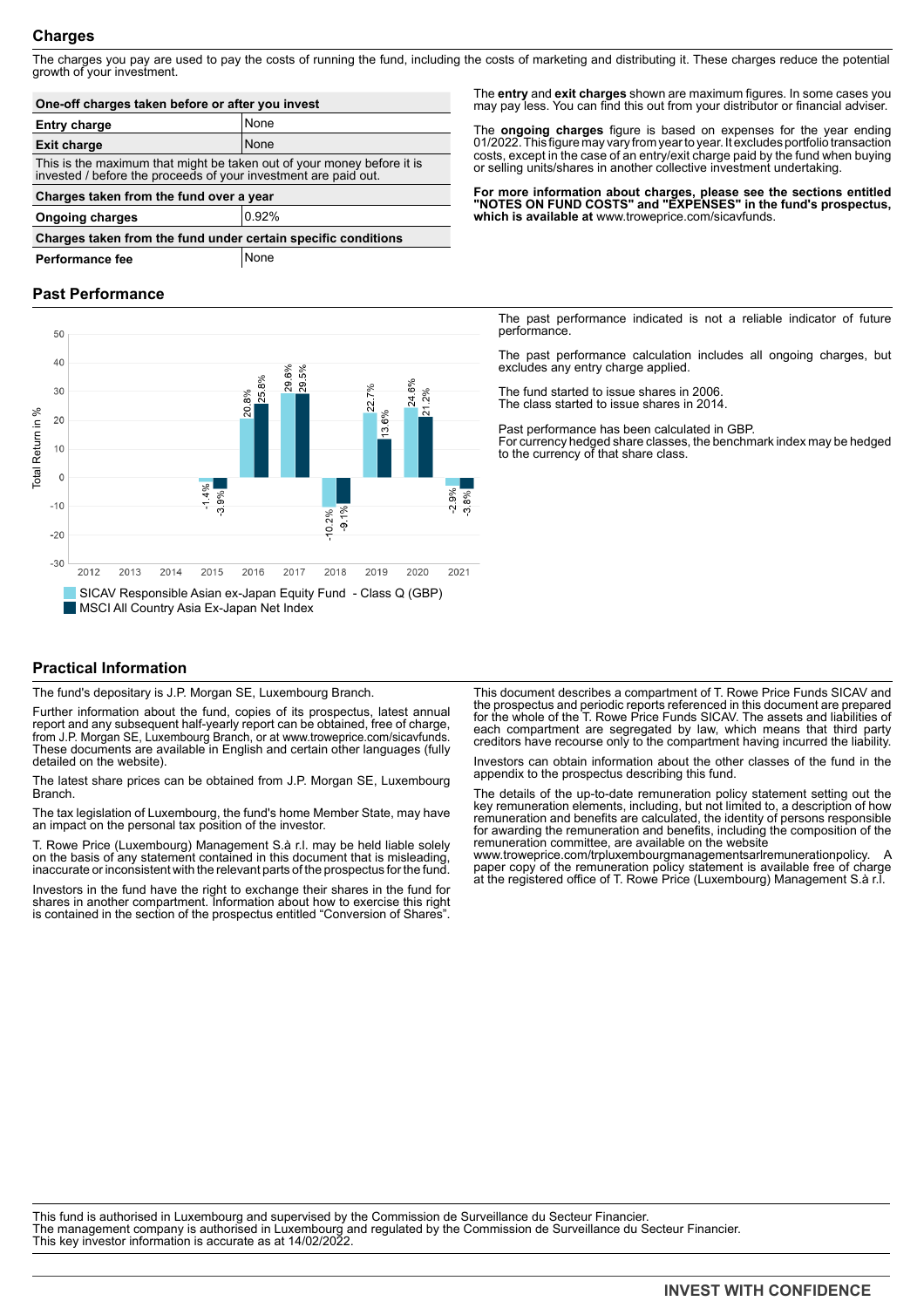## Charges

The charges you pay are used to pay the costs of running the fund, including the costs of marketing and distributing it. These charges reduce the potential growth of your investment.

| One-off charges taken before or after you invest | |
|---|---|
| **Entry charge** | None |
| **Exit charge** | None |
| This is the maximum that might be taken out of your money before it is invested / before the proceeds of your investment are paid out. | |
| **Charges taken from the fund over a year** | |
| **Ongoing charges** | 0.92% |
| **Charges taken from the fund under certain specific conditions** | |
| **Performance fee** | None |

The **entry** and **exit charges** shown are maximum figures. In some cases you may pay less. You can find this out from your distributor or financial adviser.

The **ongoing charges** figure is based on expenses for the year ending 01/2022. This figure may vary from year to year. It excludes portfolio transaction costs, except in the case of an entry/exit charge paid by the fund when buying or selling units/shares in another collective investment undertaking.

**For more information about charges, please see the sections entitled "NOTES ON FUND COSTS" and "EXPENSES" in the fund's prospectus, which is available at** www.troweprice.com/sicavfunds.

## Past Performance

Total Return in %

50
40
30
20
10
0
-10
-20
-30

2012 2013 2014 2015 2016 2017 2018 2019 2020 2021

-1.4% -3.9% 20.8% 25.8% 29.6% 29.5% -10.2% -9.1% 22.7% 13.6% 24.6% 21.2% -2.9% -3.8%

SICAV Responsible Asian ex-Japan Equity Fund - Class Q (GBP)
MSCI All Country Asia Ex-Japan Net Index

The past performance indicated is not a reliable indicator of future performance.

The past performance calculation includes all ongoing charges, but excludes any entry charge applied.

The fund started to issue shares in 2006.
The class started to issue shares in 2014.

Past performance has been calculated in GBP.
For currency hedged share classes, the benchmark index may be hedged to the currency of that share class.

## Practical Information

The fund's depositary is J.P. Morgan SE, Luxembourg Branch.

Further information about the fund, copies of its prospectus, latest annual report and any subsequent half-yearly report can be obtained, free of charge, from J.P. Morgan SE, Luxembourg Branch, or at www.troweprice.com/sicavfunds. These documents are available in English and certain other languages (fully detailed on the website).

The latest share prices can be obtained from J.P. Morgan SE, Luxembourg Branch.

The tax legislation of Luxembourg, the fund's home Member State, may have an impact on the personal tax position of the investor.

T. Rowe Price (Luxembourg) Management S.à r.l. may be held liable solely on the basis of any statement contained in this document that is misleading, inaccurate or inconsistent with the relevant parts of the prospectus for the fund.

Investors in the fund have the right to exchange their shares in the fund for shares in another compartment. Information about how to exercise this right is contained in the section of the prospectus entitled "Conversion of Shares".

This document describes a compartment of T. Rowe Price Funds SICAV and the prospectus and periodic reports referenced in this document are prepared for the whole of the T. Rowe Price Funds SICAV. The assets and liabilities of each compartment are segregated by law, which means that third party creditors have recourse only to the compartment having incurred the liability.

Investors can obtain information about the other classes of the fund in the appendix to the prospectus describing this fund.

The details of the up-to-date remuneration policy statement setting out the key remuneration elements, including, but not limited to, a description of how remuneration and benefits are calculated, the identity of persons responsible for awarding the remuneration and benefits, including the composition of the remuneration committee, are available on the website www.troweprice.com/trpluxembourgmanagementsarlremunerationpolicy. A paper copy of the remuneration policy statement is available free of charge at the registered office of T. Rowe Price (Luxembourg) Management S.à r.l.

This fund is authorised in Luxembourg and supervised by the Commission de Surveillance du Secteur Financier.
The management company is authorised in Luxembourg and regulated by the Commission de Surveillance du Secteur Financier.
This key investor information is accurate as at 14/02/2022.

**INVEST WITH CONFIDENCE**